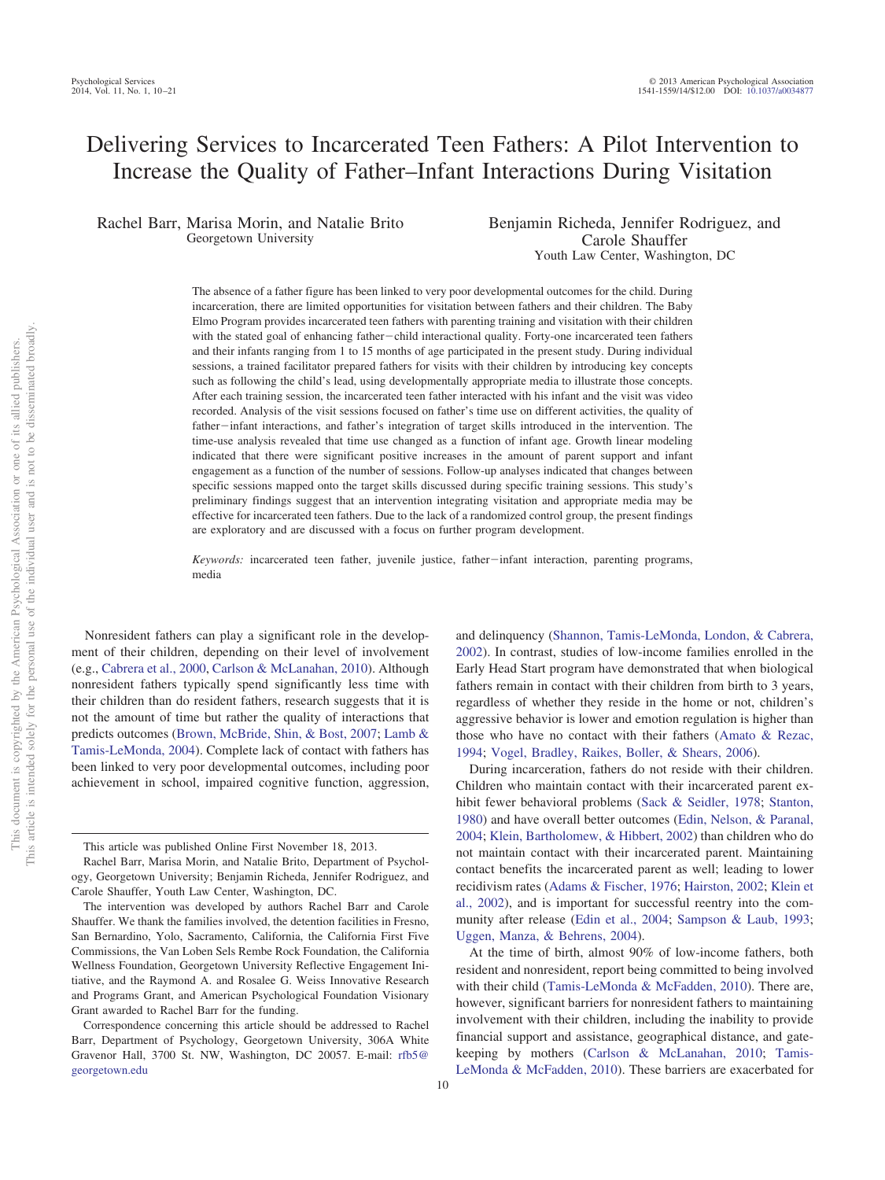# Delivering Services to Incarcerated Teen Fathers: A Pilot Intervention to Increase the Quality of Father–Infant Interactions During Visitation

Rachel Barr, Marisa Morin, and Natalie Brito
Georgetown University

Benjamin Richeda, Jennifer Rodriguez, and Carole Shauffer
Youth Law Center, Washington, DC

The absence of a father figure has been linked to very poor developmental outcomes for the child. During incarceration, there are limited opportunities for visitation between fathers and their children. The Baby Elmo Program provides incarcerated teen fathers with parenting training and visitation with their children with the stated goal of enhancing father−child interactional quality. Forty-one incarcerated teen fathers and their infants ranging from 1 to 15 months of age participated in the present study. During individual sessions, a trained facilitator prepared fathers for visits with their children by introducing key concepts such as following the child's lead, using developmentally appropriate media to illustrate those concepts. After each training session, the incarcerated teen father interacted with his infant and the visit was video recorded. Analysis of the visit sessions focused on father's time use on different activities, the quality of father−infant interactions, and father's integration of target skills introduced in the intervention. The time-use analysis revealed that time use changed as a function of infant age. Growth linear modeling indicated that there were significant positive increases in the amount of parent support and infant engagement as a function of the number of sessions. Follow-up analyses indicated that changes between specific sessions mapped onto the target skills discussed during specific training sessions. This study's preliminary findings suggest that an intervention integrating visitation and appropriate media may be effective for incarcerated teen fathers. Due to the lack of a randomized control group, the present findings are exploratory and are discussed with a focus on further program development.

*Keywords:* incarcerated teen father, juvenile justice, father−infant interaction, parenting programs, media

Nonresident fathers can play a significant role in the development of their children, depending on their level of involvement (e.g., Cabrera et al., 2000, Carlson & McLanahan, 2010). Although nonresident fathers typically spend significantly less time with their children than do resident fathers, research suggests that it is not the amount of time but rather the quality of interactions that predicts outcomes (Brown, McBride, Shin, & Bost, 2007; Lamb & Tamis-LeMonda, 2004). Complete lack of contact with fathers has been linked to very poor developmental outcomes, including poor achievement in school, impaired cognitive function, aggression, and delinquency (Shannon, Tamis-LeMonda, London, & Cabrera, 2002). In contrast, studies of low-income families enrolled in the Early Head Start program have demonstrated that when biological fathers remain in contact with their children from birth to 3 years, regardless of whether they reside in the home or not, children's aggressive behavior is lower and emotion regulation is higher than those who have no contact with their fathers (Amato & Rezac, 1994; Vogel, Bradley, Raikes, Boller, & Shears, 2006).

During incarceration, fathers do not reside with their children. Children who maintain contact with their incarcerated parent exhibit fewer behavioral problems (Sack & Seidler, 1978; Stanton, 1980) and have overall better outcomes (Edin, Nelson, & Paranal, 2004; Klein, Bartholomew, & Hibbert, 2002) than children who do not maintain contact with their incarcerated parent. Maintaining contact benefits the incarcerated parent as well; leading to lower recidivism rates (Adams & Fischer, 1976; Hairston, 2002; Klein et al., 2002), and is important for successful reentry into the community after release (Edin et al., 2004; Sampson & Laub, 1993; Uggen, Manza, & Behrens, 2004).

At the time of birth, almost 90% of low-income fathers, both resident and nonresident, report being committed to being involved with their child (Tamis-LeMonda & McFadden, 2010). There are, however, significant barriers for nonresident fathers to maintaining involvement with their children, including the inability to provide financial support and assistance, geographical distance, and gatekeeping by mothers (Carlson & McLanahan, 2010; Tamis-LeMonda & McFadden, 2010). These barriers are exacerbated for

---

This article was published Online First November 18, 2013.

Rachel Barr, Marisa Morin, and Natalie Brito, Department of Psychology, Georgetown University; Benjamin Richeda, Jennifer Rodriguez, and Carole Shauffer, Youth Law Center, Washington, DC.

The intervention was developed by authors Rachel Barr and Carole Shauffer. We thank the families involved, the detention facilities in Fresno, San Bernardino, Yolo, Sacramento, California, the California First Five Commissions, the Van Loben Sels Rembe Rock Foundation, the California Wellness Foundation, Georgetown University Reflective Engagement Initiative, and the Raymond A. and Rosalee G. Weiss Innovative Research and Programs Grant, and American Psychological Foundation Visionary Grant awarded to Rachel Barr for the funding.

Correspondence concerning this article should be addressed to Rachel Barr, Department of Psychology, Georgetown University, 306A White Gravenor Hall, 3700 St. NW, Washington, DC 20057. E-mail: rfb5@georgetown.edu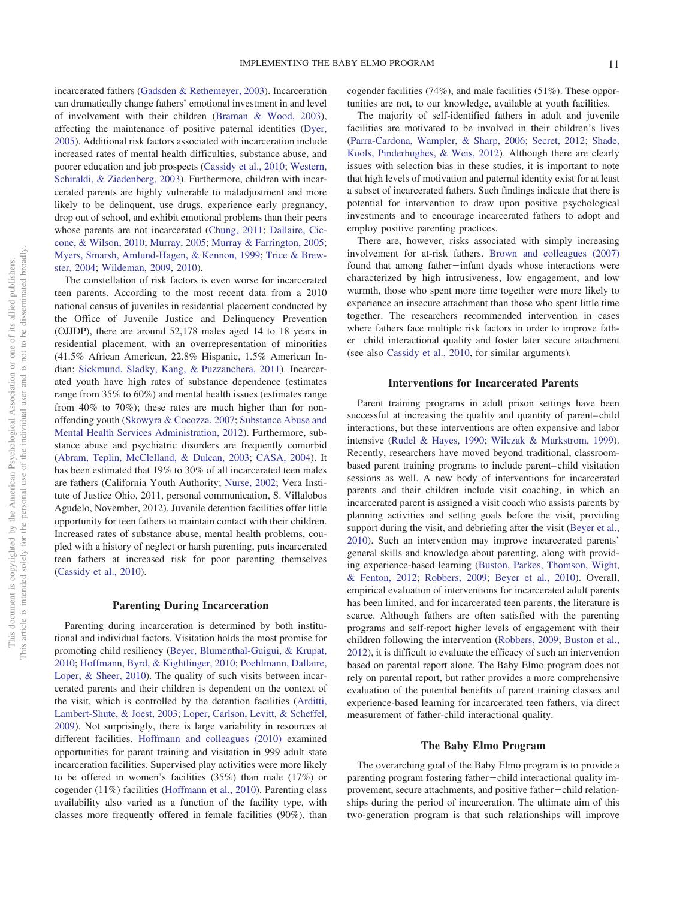incarcerated fathers (Gadsden & Rethemeyer, 2003). Incarceration can dramatically change fathers' emotional investment in and level of involvement with their children (Braman & Wood, 2003), affecting the maintenance of positive paternal identities (Dyer, 2005). Additional risk factors associated with incarceration include increased rates of mental health difficulties, substance abuse, and poorer education and job prospects (Cassidy et al., 2010; Western, Schiraldi, & Ziedenberg, 2003). Furthermore, children with incarcerated parents are highly vulnerable to maladjustment and more likely to be delinquent, use drugs, experience early pregnancy, drop out of school, and exhibit emotional problems than their peers whose parents are not incarcerated (Chung, 2011; Dallaire, Ciccone, & Wilson, 2010; Murray, 2005; Murray & Farrington, 2005; Myers, Smarsh, Amlund-Hagen, & Kennon, 1999; Trice & Brewster, 2004; Wildeman, 2009, 2010).

The constellation of risk factors is even worse for incarcerated teen parents. According to the most recent data from a 2010 national census of juveniles in residential placement conducted by the Office of Juvenile Justice and Delinquency Prevention (OJJDP), there are around 52,178 males aged 14 to 18 years in residential placement, with an overrepresentation of minorities (41.5% African American, 22.8% Hispanic, 1.5% American Indian; Sickmund, Sladky, Kang, & Puzzanchera, 2011). Incarcerated youth have high rates of substance dependence (estimates range from 35% to 60%) and mental health issues (estimates range from 40% to 70%); these rates are much higher than for nonoffending youth (Skowyra & Cocozza, 2007; Substance Abuse and Mental Health Services Administration, 2012). Furthermore, substance abuse and psychiatric disorders are frequently comorbid (Abram, Teplin, McClelland, & Dulcan, 2003; CASA, 2004). It has been estimated that 19% to 30% of all incarcerated teen males are fathers (California Youth Authority; Nurse, 2002; Vera Institute of Justice Ohio, 2011, personal communication, S. Villalobos Agudelo, November, 2012). Juvenile detention facilities offer little opportunity for teen fathers to maintain contact with their children. Increased rates of substance abuse, mental health problems, coupled with a history of neglect or harsh parenting, puts incarcerated teen fathers at increased risk for poor parenting themselves (Cassidy et al., 2010).

## Parenting During Incarceration

Parenting during incarceration is determined by both institutional and individual factors. Visitation holds the most promise for promoting child resiliency (Beyer, Blumenthal-Guigui, & Krupat, 2010; Hoffmann, Byrd, & Kightlinger, 2010; Poehlmann, Dallaire, Loper, & Sheer, 2010). The quality of such visits between incarcerated parents and their children is dependent on the context of the visit, which is controlled by the detention facilities (Arditti, Lambert-Shute, & Joest, 2003; Loper, Carlson, Levitt, & Scheffel, 2009). Not surprisingly, there is large variability in resources at different facilities. Hoffmann and colleagues (2010) examined opportunities for parent training and visitation in 999 adult state incarceration facilities. Supervised play activities were more likely to be offered in women's facilities (35%) than male (17%) or cogender (11%) facilities (Hoffmann et al., 2010). Parenting class availability also varied as a function of the facility type, with classes more frequently offered in female facilities (90%), than cogender facilities (74%), and male facilities (51%). These opportunities are not, to our knowledge, available at youth facilities.

The majority of self-identified fathers in adult and juvenile facilities are motivated to be involved in their children's lives (Parra-Cardona, Wampler, & Sharp, 2006; Secret, 2012; Shade, Kools, Pinderhughes, & Weis, 2012). Although there are clearly issues with selection bias in these studies, it is important to note that high levels of motivation and paternal identity exist for at least a subset of incarcerated fathers. Such findings indicate that there is potential for intervention to draw upon positive psychological investments and to encourage incarcerated fathers to adopt and employ positive parenting practices.

There are, however, risks associated with simply increasing involvement for at-risk fathers. Brown and colleagues (2007) found that among father–infant dyads whose interactions were characterized by high intrusiveness, low engagement, and low warmth, those who spent more time together were more likely to experience an insecure attachment than those who spent little time together. The researchers recommended intervention in cases where fathers face multiple risk factors in order to improve father–child interactional quality and foster later secure attachment (see also Cassidy et al., 2010, for similar arguments).

## Interventions for Incarcerated Parents

Parent training programs in adult prison settings have been successful at increasing the quality and quantity of parent–child interactions, but these interventions are often expensive and labor intensive (Rudel & Hayes, 1990; Wilczak & Markstrom, 1999). Recently, researchers have moved beyond traditional, classroom-based parent training programs to include parent–child visitation sessions as well. A new body of interventions for incarcerated parents and their children include visit coaching, in which an incarcerated parent is assigned a visit coach who assists parents by planning activities and setting goals before the visit, providing support during the visit, and debriefing after the visit (Beyer et al., 2010). Such an intervention may improve incarcerated parents' general skills and knowledge about parenting, along with providing experience-based learning (Buston, Parkes, Thomson, Wight, & Fenton, 2012; Robbers, 2009; Beyer et al., 2010). Overall, empirical evaluation of interventions for incarcerated adult parents has been limited, and for incarcerated teen parents, the literature is scarce. Although fathers are often satisfied with the parenting programs and self-report higher levels of engagement with their children following the intervention (Robbers, 2009; Buston et al., 2012), it is difficult to evaluate the efficacy of such an intervention based on parental report alone. The Baby Elmo program does not rely on parental report, but rather provides a more comprehensive evaluation of the potential benefits of parent training classes and experience-based learning for incarcerated teen fathers, via direct measurement of father-child interactional quality.

## The Baby Elmo Program

The overarching goal of the Baby Elmo program is to provide a parenting program fostering father–child interactional quality improvement, secure attachments, and positive father–child relationships during the period of incarceration. The ultimate aim of this two-generation program is that such relationships will improve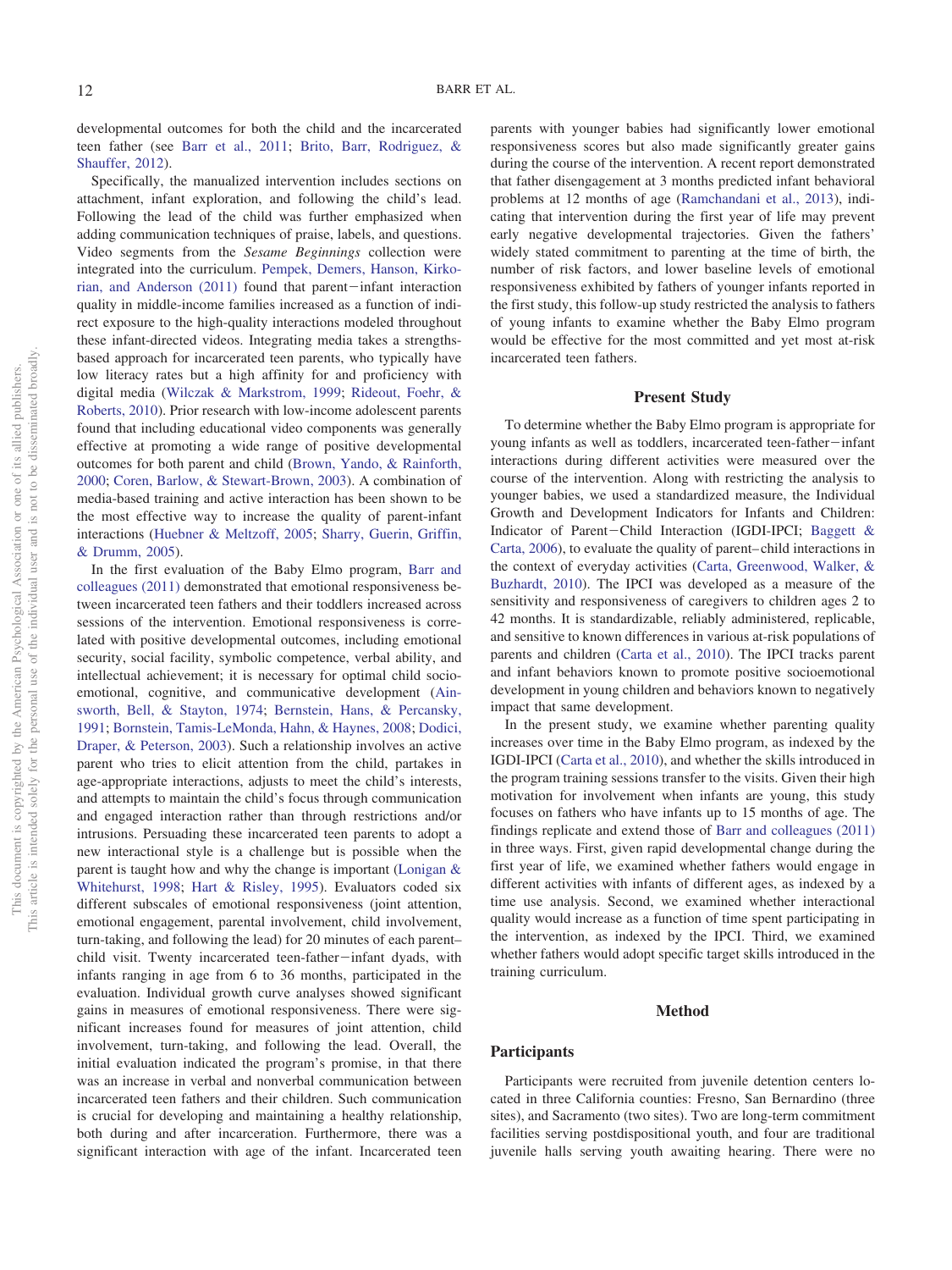developmental outcomes for both the child and the incarcerated teen father (see Barr et al., 2011; Brito, Barr, Rodriguez, & Shauffer, 2012).

Specifically, the manualized intervention includes sections on attachment, infant exploration, and following the child's lead. Following the lead of the child was further emphasized when adding communication techniques of praise, labels, and questions. Video segments from the *Sesame Beginnings* collection were integrated into the curriculum. Pempek, Demers, Hanson, Kirkorian, and Anderson (2011) found that parent–infant interaction quality in middle-income families increased as a function of indirect exposure to the high-quality interactions modeled throughout these infant-directed videos. Integrating media takes a strengths-based approach for incarcerated teen parents, who typically have low literacy rates but a high affinity for and proficiency with digital media (Wilczak & Markstrom, 1999; Rideout, Foehr, & Roberts, 2010). Prior research with low-income adolescent parents found that including educational video components was generally effective at promoting a wide range of positive developmental outcomes for both parent and child (Brown, Yando, & Rainforth, 2000; Coren, Barlow, & Stewart-Brown, 2003). A combination of media-based training and active interaction has been shown to be the most effective way to increase the quality of parent-infant interactions (Huebner & Meltzoff, 2005; Sharry, Guerin, Griffin, & Drumm, 2005).

In the first evaluation of the Baby Elmo program, Barr and colleagues (2011) demonstrated that emotional responsiveness between incarcerated teen fathers and their toddlers increased across sessions of the intervention. Emotional responsiveness is correlated with positive developmental outcomes, including emotional security, social facility, symbolic competence, verbal ability, and intellectual achievement; it is necessary for optimal child socio-emotional, cognitive, and communicative development (Ainsworth, Bell, & Stayton, 1974; Bernstein, Hans, & Percansky, 1991; Bornstein, Tamis-LeMonda, Hahn, & Haynes, 2008; Dodici, Draper, & Peterson, 2003). Such a relationship involves an active parent who tries to elicit attention from the child, partakes in age-appropriate interactions, adjusts to meet the child's interests, and attempts to maintain the child's focus through communication and engaged interaction rather than through restrictions and/or intrusions. Persuading these incarcerated teen parents to adopt a new interactional style is a challenge but is possible when the parent is taught how and why the change is important (Lonigan & Whitehurst, 1998; Hart & Risley, 1995). Evaluators coded six different subscales of emotional responsiveness (joint attention, emotional engagement, parental involvement, child involvement, turn-taking, and following the lead) for 20 minutes of each parent–child visit. Twenty incarcerated teen-father–infant dyads, with infants ranging in age from 6 to 36 months, participated in the evaluation. Individual growth curve analyses showed significant gains in measures of emotional responsiveness. There were significant increases found for measures of joint attention, child involvement, turn-taking, and following the lead. Overall, the initial evaluation indicated the program's promise, in that there was an increase in verbal and nonverbal communication between incarcerated teen fathers and their children. Such communication is crucial for developing and maintaining a healthy relationship, both during and after incarceration. Furthermore, there was a significant interaction with age of the infant. Incarcerated teen parents with younger babies had significantly lower emotional responsiveness scores but also made significantly greater gains during the course of the intervention. A recent report demonstrated that father disengagement at 3 months predicted infant behavioral problems at 12 months of age (Ramchandani et al., 2013), indicating that intervention during the first year of life may prevent early negative developmental trajectories. Given the fathers' widely stated commitment to parenting at the time of birth, the number of risk factors, and lower baseline levels of emotional responsiveness exhibited by fathers of younger infants reported in the first study, this follow-up study restricted the analysis to fathers of young infants to examine whether the Baby Elmo program would be effective for the most committed and yet most at-risk incarcerated teen fathers.

## Present Study

To determine whether the Baby Elmo program is appropriate for young infants as well as toddlers, incarcerated teen-father–infant interactions during different activities were measured over the course of the intervention. Along with restricting the analysis to younger babies, we used a standardized measure, the Individual Growth and Development Indicators for Infants and Children: Indicator of Parent–Child Interaction (IGDI-IPCI; Baggett & Carta, 2006), to evaluate the quality of parent–child interactions in the context of everyday activities (Carta, Greenwood, Walker, & Buzhardt, 2010). The IPCI was developed as a measure of the sensitivity and responsiveness of caregivers to children ages 2 to 42 months. It is standardizable, reliably administered, replicable, and sensitive to known differences in various at-risk populations of parents and children (Carta et al., 2010). The IPCI tracks parent and infant behaviors known to promote positive socioemotional development in young children and behaviors known to negatively impact that same development.

In the present study, we examine whether parenting quality increases over time in the Baby Elmo program, as indexed by the IGDI-IPCI (Carta et al., 2010), and whether the skills introduced in the program training sessions transfer to the visits. Given their high motivation for involvement when infants are young, this study focuses on fathers who have infants up to 15 months of age. The findings replicate and extend those of Barr and colleagues (2011) in three ways. First, given rapid developmental change during the first year of life, we examined whether fathers would engage in different activities with infants of different ages, as indexed by a time use analysis. Second, we examined whether interactional quality would increase as a function of time spent participating in the intervention, as indexed by the IPCI. Third, we examined whether fathers would adopt specific target skills introduced in the training curriculum.

## Method

### Participants

Participants were recruited from juvenile detention centers located in three California counties: Fresno, San Bernardino (three sites), and Sacramento (two sites). Two are long-term commitment facilities serving postdispositional youth, and four are traditional juvenile halls serving youth awaiting hearing. There were no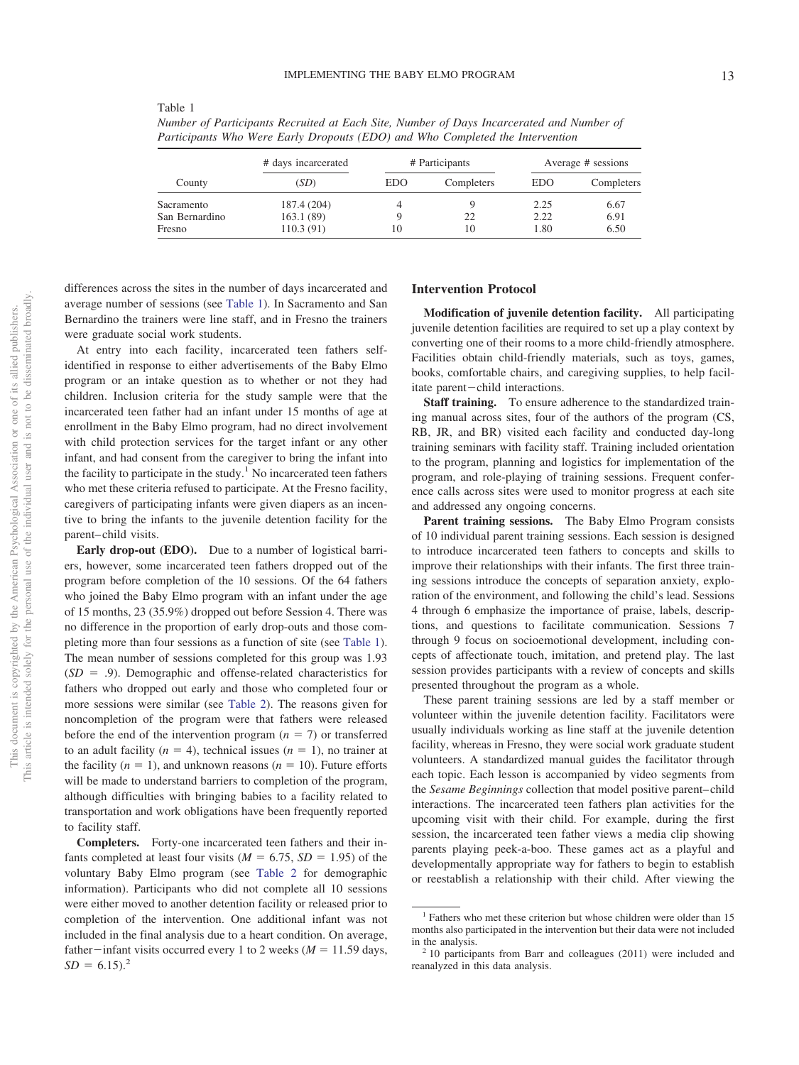Table 1

*Number of Participants Recruited at Each Site, Number of Days Incarcerated and Number of Participants Who Were Early Dropouts (EDO) and Who Completed the Intervention*

| County | # days incarcerated (*SD*) | # Participants | | Average # sessions | |
|---|---|---|---|---|---|
| | | EDO | Completers | EDO | Completers |
| Sacramento | 187.4 (204) | 4 | 9 | 2.25 | 6.67 |
| San Bernardino | 163.1 (89) | 9 | 22 | 2.22 | 6.91 |
| Fresno | 110.3 (91) | 10 | 10 | 1.80 | 6.50 |

differences across the sites in the number of days incarcerated and average number of sessions (see Table 1). In Sacramento and San Bernardino the trainers were line staff, and in Fresno the trainers were graduate social work students.

At entry into each facility, incarcerated teen fathers self-identified in response to either advertisements of the Baby Elmo program or an intake question as to whether or not they had children. Inclusion criteria for the study sample were that the incarcerated teen father had an infant under 15 months of age at enrollment in the Baby Elmo program, had no direct involvement with child protection services for the target infant or any other infant, and had consent from the caregiver to bring the infant into the facility to participate in the study.[1] No incarcerated teen fathers who met these criteria refused to participate. At the Fresno facility, caregivers of participating infants were given diapers as an incentive to bring the infants to the juvenile detention facility for the parent–child visits.

**Early drop-out (EDO).** Due to a number of logistical barriers, however, some incarcerated teen fathers dropped out of the program before completion of the 10 sessions. Of the 64 fathers who joined the Baby Elmo program with an infant under the age of 15 months, 23 (35.9%) dropped out before Session 4. There was no difference in the proportion of early drop-outs and those completing more than four sessions as a function of site (see Table 1). The mean number of sessions completed for this group was 1.93 ($SD$ = .9). Demographic and offense-related characteristics for fathers who dropped out early and those who completed four or more sessions were similar (see Table 2). The reasons given for noncompletion of the program were that fathers were released before the end of the intervention program ($n$ = 7) or transferred to an adult facility ($n$ = 4), technical issues ($n$ = 1), no trainer at the facility ($n$ = 1), and unknown reasons ($n$ = 10). Future efforts will be made to understand barriers to completion of the program, although difficulties with bringing babies to a facility related to transportation and work obligations have been frequently reported to facility staff.

**Completers.** Forty-one incarcerated teen fathers and their infants completed at least four visits ($M$ = 6.75, $SD$ = 1.95) of the voluntary Baby Elmo program (see Table 2 for demographic information). Participants who did not complete all 10 sessions were either moved to another detention facility or released prior to completion of the intervention. One additional infant was not included in the final analysis due to a heart condition. On average, father−infant visits occurred every 1 to 2 weeks ($M$ = 11.59 days, $SD$ = 6.15).[2]

## Intervention Protocol

**Modification of juvenile detention facility.** All participating juvenile detention facilities are required to set up a play context by converting one of their rooms to a more child-friendly atmosphere. Facilities obtain child-friendly materials, such as toys, games, books, comfortable chairs, and caregiving supplies, to help facilitate parent−child interactions.

**Staff training.** To ensure adherence to the standardized training manual across sites, four of the authors of the program (CS, RB, JR, and BR) visited each facility and conducted day-long training seminars with facility staff. Training included orientation to the program, planning and logistics for implementation of the program, and role-playing of training sessions. Frequent conference calls across sites were used to monitor progress at each site and addressed any ongoing concerns.

**Parent training sessions.** The Baby Elmo Program consists of 10 individual parent training sessions. Each session is designed to introduce incarcerated teen fathers to concepts and skills to improve their relationships with their infants. The first three training sessions introduce the concepts of separation anxiety, exploration of the environment, and following the child's lead. Sessions 4 through 6 emphasize the importance of praise, labels, descriptions, and questions to facilitate communication. Sessions 7 through 9 focus on socioemotional development, including concepts of affectionate touch, imitation, and pretend play. The last session provides participants with a review of concepts and skills presented throughout the program as a whole.

These parent training sessions are led by a staff member or volunteer within the juvenile detention facility. Facilitators were usually individuals working as line staff at the juvenile detention facility, whereas in Fresno, they were social work graduate student volunteers. A standardized manual guides the facilitator through each topic. Each lesson is accompanied by video segments from the *Sesame Beginnings* collection that model positive parent–child interactions. The incarcerated teen fathers plan activities for the upcoming visit with their child. For example, during the first session, the incarcerated teen father views a media clip showing parents playing peek-a-boo. These games act as a playful and developmentally appropriate way for fathers to begin to establish or reestablish a relationship with their child. After viewing the

[1] Fathers who met these criterion but whose children were older than 15 months also participated in the intervention but their data were not included in the analysis.

[2] 10 participants from Barr and colleagues (2011) were included and reanalyzed in this data analysis.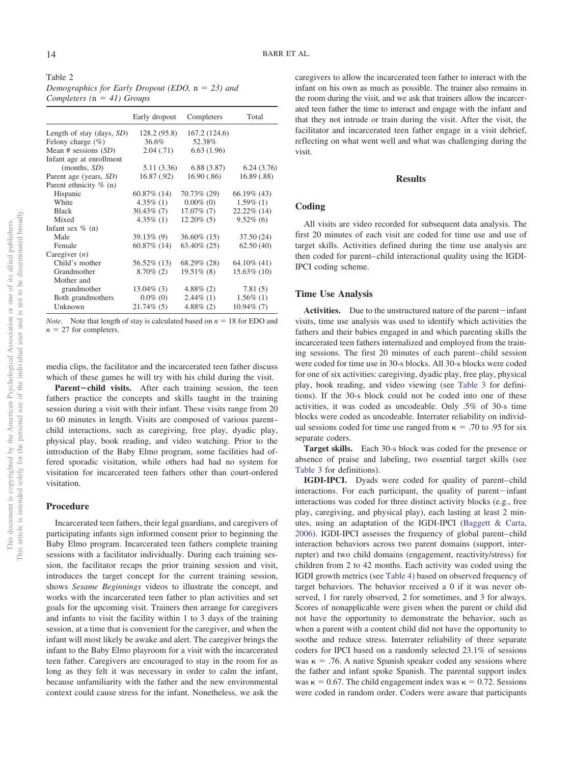Table 2
*Demographics for Early Dropout (EDO,* n = *23) and Completers (*n = *41) Groups*

| | Early dropout | Completers | Total |
|---|---|---|---|
| Length of stay (days, *SD*) | 128.2 (95.8) | 167.2 (124.6) | |
| Felony charge (%) | 36.6% | 52.38% | |
| Mean # sessions (*SD*) | 2.04 (.71) | 6.63 (1.96) | |
| Infant age at enrollment (months, *SD*) | 5.11 (3.36) | 6.88 (3.87) | 6.24 (3.76) |
| Parent age (years, *SD*) | 16.87 (.92) | 16.90 (.86) | 16.89 (.88) |
| Parent ethnicity % (n) | | | |
| Hispanic | 60.87% (14) | 70.73% (29) | 66.19% (43) |
| White | 4.35% (1) | 0.00% (0) | 1.59% (1) |
| Black | 30.43% (7) | 17.07% (7) | 22.22% (14) |
| Mixed | 4.35% (1) | 12.20% (5) | 9.52% (6) |
| Infant sex % (n) | | | |
| Male | 39.13% (9) | 36.60% (15) | 37.50 (24) |
| Female | 60.87% (14) | 63.40% (25) | 62.50 (40) |
| Caregiver (*n*) | | | |
| Child's mother | 56.52% (13) | 68.29% (28) | 64.10% (41) |
| Grandmother | 8.70% (2) | 19.51% (8) | 15.63% (10) |
| Mother and grandmother | 13.04% (3) | 4.88% (2) | 7.81 (5) |
| Both grandmothers | 0.0% (0) | 2.44% (1) | 1.56% (1) |
| Unknown | 21.74% (5) | 4.88% (2) | 10.94% (7) |

*Note*. Note that length of stay is calculated based on $n = 18$ for EDO and $n = 27$ for completers.

media clips, the facilitator and the incarcerated teen father discuss which of these games he will try with his child during the visit.

**Parent–child visits.** After each training session, the teen fathers practice the concepts and skills taught in the training session during a visit with their infant. These visits range from 20 to 60 minutes in length. Visits are composed of various parent–child interactions, such as caregiving, free play, dyadic play, physical play, book reading, and video watching. Prior to the introduction of the Baby Elmo program, some facilities had offered sporadic visitation, while others had had no system for visitation for incarcerated teen fathers other than court-ordered visitation.

### Procedure

Incarcerated teen fathers, their legal guardians, and caregivers of participating infants sign informed consent prior to beginning the Baby Elmo program. Incarcerated teen fathers complete training sessions with a facilitator individually. During each training session, the facilitator recaps the prior training session and visit, introduces the target concept for the current training session, shows *Sesame Beginnings* videos to illustrate the concept, and works with the incarcerated teen father to plan activities and set goals for the upcoming visit. Trainers then arrange for caregivers and infants to visit the facility within 1 to 3 days of the training session, at a time that is convenient for the caregiver, and when the infant will most likely be awake and alert. The caregiver brings the infant to the Baby Elmo playroom for a visit with the incarcerated teen father. Caregivers are encouraged to stay in the room for as long as they felt it was necessary in order to calm the infant, because unfamiliarity with the father and the new environmental context could cause stress for the infant. Nonetheless, we ask the caregivers to allow the incarcerated teen father to interact with the infant on his own as much as possible. The trainer also remains in the room during the visit, and we ask that trainers allow the incarcerated teen father the time to interact and engage with the infant and that they not intrude or train during the visit. After the visit, the facilitator and incarcerated teen father engage in a visit debrief, reflecting on what went well and what was challenging during the visit.

## Results

### Coding

All visits are video recorded for subsequent data analysis. The first 20 minutes of each visit are coded for time use and use of target skills. Activities defined during the time use analysis are then coded for parent–child interactional quality using the IGDI-IPCI coding scheme.

### Time Use Analysis

**Activities.** Due to the unstructured nature of the parent–infant visits, time use analysis was used to identify which activities the fathers and their babies engaged in and which parenting skills the incarcerated teen fathers internalized and employed from the training sessions. The first 20 minutes of each parent–child session were coded for time use in 30-s blocks. All 30-s blocks were coded for one of six activities: caregiving, dyadic play, free play, physical play, book reading, and video viewing (see Table 3 for definitions). If the 30-s block could not be coded into one of these activities, it was coded as uncodeable. Only .5% of 30-s time blocks were coded as uncodeable. Interrater reliability on individual sessions coded for time use ranged from $\kappa = .70$ to .95 for six separate coders.

**Target skills.** Each 30-s block was coded for the presence or absence of praise and labeling, two essential target skills (see Table 3 for definitions).

**IGDI-IPCI.** Dyads were coded for quality of parent–child interactions. For each participant, the quality of parent–infant interactions was coded for three distinct activity blocks (e.g., free play, caregiving, and physical play), each lasting at least 2 minutes, using an adaptation of the IGDI-IPCI (Baggett & Carta, 2006). IGDI-IPCI assesses the frequency of global parent–child interaction behaviors across two parent domains (support, interrupter) and two child domains (engagement, reactivity/stress) for children from 2 to 42 months. Each activity was coded using the IGDI growth metrics (see Table 4) based on observed frequency of target behaviors. The behavior received a 0 if it was never observed, 1 for rarely observed, 2 for sometimes, and 3 for always. Scores of nonapplicable were given when the parent or child did not have the opportunity to demonstrate the behavior, such as when a parent with a content child did not have the opportunity to soothe and reduce stress. Interrater reliability of three separate coders for IPCI based on a randomly selected 23.1% of sessions was $\kappa = .76$. A native Spanish speaker coded any sessions where the father and infant spoke Spanish. The parental support index was $\kappa = 0.67$. The child engagement index was $\kappa = 0.72$. Sessions were coded in random order. Coders were aware that participants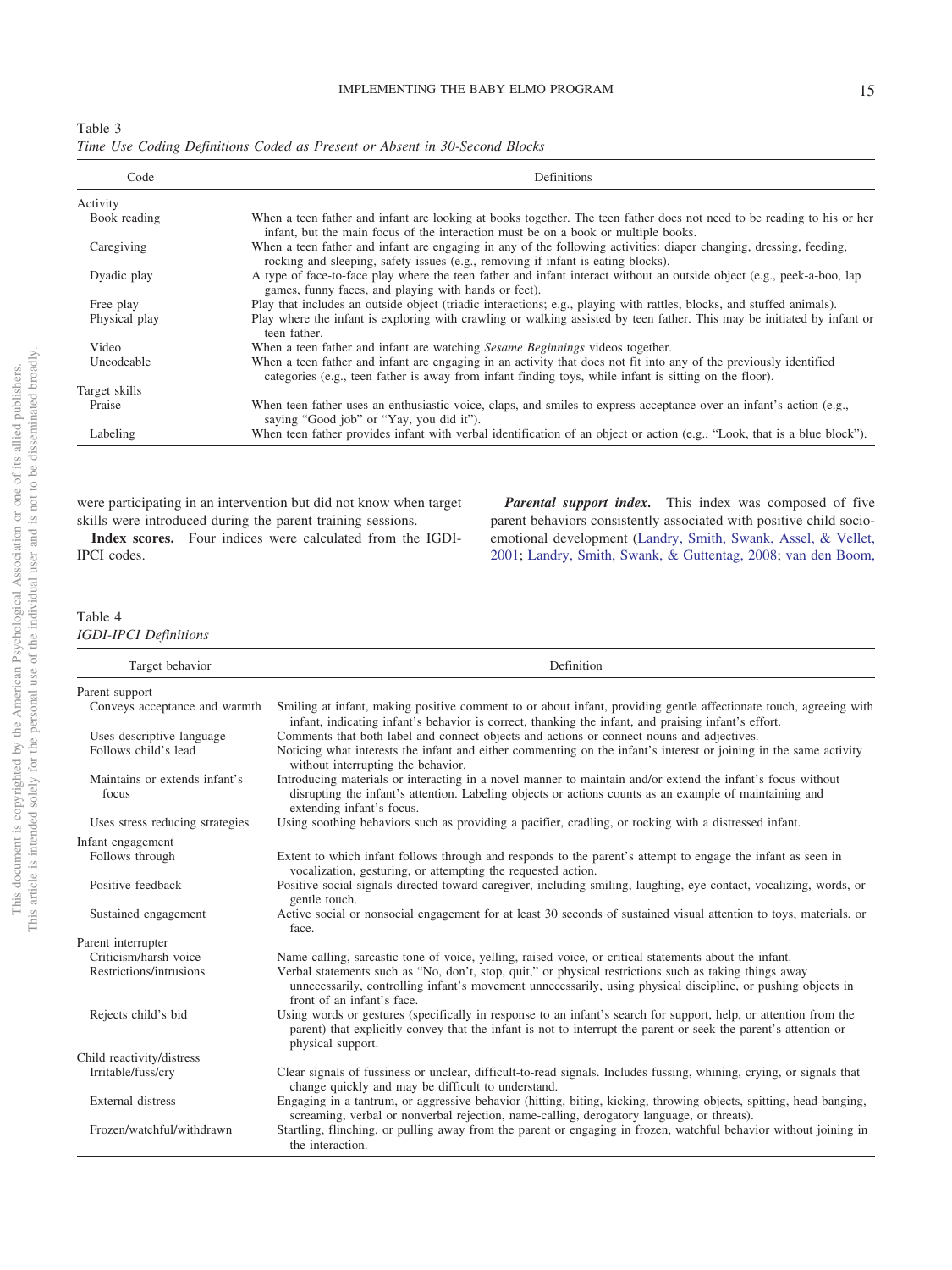Table 3
*Time Use Coding Definitions Coded as Present or Absent in 30-Second Blocks*

| Code | Definitions |
|---|---|
| Activity | |
| Book reading | When a teen father and infant are looking at books together. The teen father does not need to be reading to his or her infant, but the main focus of the interaction must be on a book or multiple books. |
| Caregiving | When a teen father and infant are engaging in any of the following activities: diaper changing, dressing, feeding, rocking and sleeping, safety issues (e.g., removing if infant is eating blocks). |
| Dyadic play | A type of face-to-face play where the teen father and infant interact without an outside object (e.g., peek-a-boo, lap games, funny faces, and playing with hands or feet). |
| Free play | Play that includes an outside object (triadic interactions; e.g., playing with rattles, blocks, and stuffed animals). |
| Physical play | Play where the infant is exploring with crawling or walking assisted by teen father. This may be initiated by infant or teen father. |
| Video | When a teen father and infant are watching *Sesame Beginnings* videos together. |
| Uncodeable | When a teen father and infant are engaging in an activity that does not fit into any of the previously identified categories (e.g., teen father is away from infant finding toys, while infant is sitting on the floor). |
| Target skills | |
| Praise | When teen father uses an enthusiastic voice, claps, and smiles to express acceptance over an infant's action (e.g., saying "Good job" or "Yay, you did it"). |
| Labeling | When teen father provides infant with verbal identification of an object or action (e.g., "Look, that is a blue block"). |

were participating in an intervention but did not know when target skills were introduced during the parent training sessions.

**Index scores.** Four indices were calculated from the IGDI-IPCI codes.

***Parental support index.*** This index was composed of five parent behaviors consistently associated with positive child socio-emotional development (Landry, Smith, Swank, Assel, & Vellet, 2001; Landry, Smith, Swank, & Guttentag, 2008; van den Boom,

Table 4
*IGDI-IPCI Definitions*

| Target behavior | Definition |
|---|---|
| Parent support | |
| Conveys acceptance and warmth | Smiling at infant, making positive comment to or about infant, providing gentle affectionate touch, agreeing with infant, indicating infant's behavior is correct, thanking the infant, and praising infant's effort. |
| Uses descriptive language | Comments that both label and connect objects and actions or connect nouns and adjectives. |
| Follows child's lead | Noticing what interests the infant and either commenting on the infant's interest or joining in the same activity without interrupting the behavior. |
| Maintains or extends infant's focus | Introducing materials or interacting in a novel manner to maintain and/or extend the infant's focus without disrupting the infant's attention. Labeling objects or actions counts as an example of maintaining and extending infant's focus. |
| Uses stress reducing strategies | Using soothing behaviors such as providing a pacifier, cradling, or rocking with a distressed infant. |
| Infant engagement | |
| Follows through | Extent to which infant follows through and responds to the parent's attempt to engage the infant as seen in vocalization, gesturing, or attempting the requested action. |
| Positive feedback | Positive social signals directed toward caregiver, including smiling, laughing, eye contact, vocalizing, words, or gentle touch. |
| Sustained engagement | Active social or nonsocial engagement for at least 30 seconds of sustained visual attention to toys, materials, or face. |
| Parent interrupter | |
| Criticism/harsh voice | Name-calling, sarcastic tone of voice, yelling, raised voice, or critical statements about the infant. |
| Restrictions/intrusions | Verbal statements such as "No, don't, stop, quit," or physical restrictions such as taking things away unnecessarily, controlling infant's movement unnecessarily, using physical discipline, or pushing objects in front of an infant's face. |
| Rejects child's bid | Using words or gestures (specifically in response to an infant's search for support, help, or attention from the parent) that explicitly convey that the infant is not to interrupt the parent or seek the parent's attention or physical support. |
| Child reactivity/distress | |
| Irritable/fuss/cry | Clear signals of fussiness or unclear, difficult-to-read signals. Includes fussing, whining, crying, or signals that change quickly and may be difficult to understand. |
| External distress | Engaging in a tantrum, or aggressive behavior (hitting, biting, kicking, throwing objects, spitting, head-banging, screaming, verbal or nonverbal rejection, name-calling, derogatory language, or threats). |
| Frozen/watchful/withdrawn | Startling, flinching, or pulling away from the parent or engaging in frozen, watchful behavior without joining in the interaction. |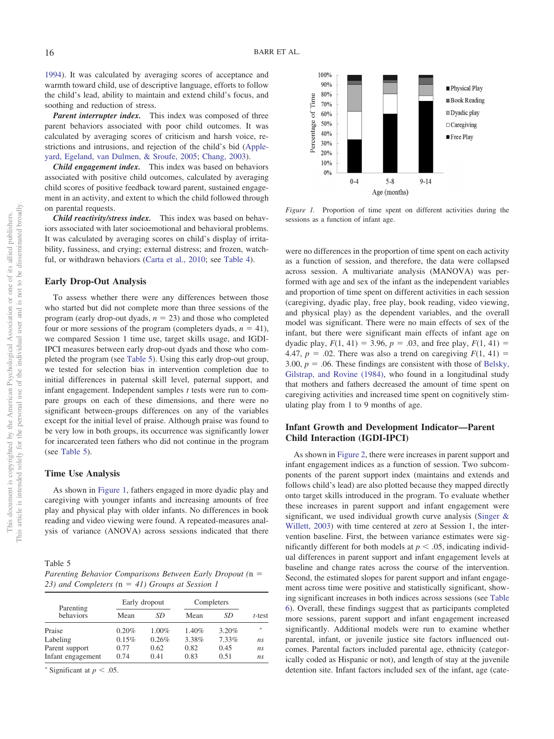1994). It was calculated by averaging scores of acceptance and warmth toward child, use of descriptive language, efforts to follow the child's lead, ability to maintain and extend child's focus, and soothing and reduction of stress.

***Parent interrupter index.*** This index was composed of three parent behaviors associated with poor child outcomes. It was calculated by averaging scores of criticism and harsh voice, restrictions and intrusions, and rejection of the child's bid (Appleyard, Egeland, van Dulmen, & Sroufe, 2005; Chang, 2003).

***Child engagement index.*** This index was based on behaviors associated with positive child outcomes, calculated by averaging child scores of positive feedback toward parent, sustained engagement in an activity, and extent to which the child followed through on parental requests.

***Child reactivity/stress index.*** This index was based on behaviors associated with later socioemotional and behavioral problems. It was calculated by averaging scores on child's display of irritability, fussiness, and crying; external distress; and frozen, watchful, or withdrawn behaviors (Carta et al., 2010; see Table 4).

## Early Drop-Out Analysis

To assess whether there were any differences between those who started but did not complete more than three sessions of the program (early drop-out dyads, $n = 23$) and those who completed four or more sessions of the program (completers dyads, $n = 41$), we compared Session 1 time use, target skills usage, and IGDI-IPCI measures between early drop-out dyads and those who completed the program (see Table 5). Using this early drop-out group, we tested for selection bias in intervention completion due to initial differences in paternal skill level, paternal support, and infant engagement. Independent samples $t$ tests were run to compare groups on each of these dimensions, and there were no significant between-groups differences on any of the variables except for the initial level of praise. Although praise was found to be very low in both groups, its occurrence was significantly lower for incarcerated teen fathers who did not continue in the program (see Table 5).

## Time Use Analysis

As shown in Figure 1, fathers engaged in more dyadic play and caregiving with younger infants and increasing amounts of free play and physical play with older infants. No differences in book reading and video viewing were found. A repeated-measures analysis of variance (ANOVA) across sessions indicated that there were no differences in the proportion of time spent on each activity as a function of session, and therefore, the data were collapsed across session. A multivariate analysis (MANOVA) was performed with age and sex of the infant as the independent variables and proportion of time spent on different activities in each session (caregiving, dyadic play, free play, book reading, video viewing, and physical play) as the dependent variables, and the overall model was significant. There were no main effects of sex of the infant, but there were significant main effects of infant age on dyadic play, $F(1, 41) = 3.96$, $p = .03$, and free play, $F(1, 41) = 4.47$, $p = .02$. There was also a trend on caregiving $F(1, 41) = 3.00$, $p = .06$. These findings are consistent with those of Belsky, Gilstrap, and Rovine (1984), who found in a longitudinal study that mothers and fathers decreased the amount of time spent on caregiving activities and increased time spent on cognitively stimulating play from 1 to 9 months of age.

Table 5
*Parenting Behavior Comparisons Between Early Dropout (*$n = 23$*) and Completers (*$n = 41$*) Groups at Session 1*

| Parenting behaviors | Early dropout | | Completers | | $t$-test |
|---|---|---|---|---|---|
| | Mean | *SD* | Mean | *SD* | |
| Praise | 0.20% | 1.00% | 1.40% | 3.20% | * |
| Labeling | 0.15% | 0.26% | 3.38% | 7.33% | *ns* |
| Parent support | 0.77 | 0.62 | 0.82 | 0.45 | *ns* |
| Infant engagement | 0.74 | 0.41 | 0.83 | 0.51 | *ns* |

* Significant at $p < .05$.

*Figure 1.* Proportion of time spent on different activities during the sessions as a function of infant age.

## Infant Growth and Development Indicator—Parent Child Interaction (IGDI-IPCI)

As shown in Figure 2, there were increases in parent support and infant engagement indices as a function of session. Two subcomponents of the parent support index (maintains and extends and follows child's lead) are also plotted because they mapped directly onto target skills introduced in the program. To evaluate whether these increases in parent support and infant engagement were significant, we used individual growth curve analysis (Singer & Willett, 2003) with time centered at zero at Session 1, the intervention baseline. First, the between variance estimates were significantly different for both models at $p < .05$, indicating individual differences in parent support and infant engagement levels at baseline and change rates across the course of the intervention. Second, the estimated slopes for parent support and infant engagement across time were positive and statistically significant, showing significant increases in both indices across sessions (see Table 6). Overall, these findings suggest that as participants completed more sessions, parent support and infant engagement increased significantly. Additional models were run to examine whether parental, infant, or juvenile justice site factors influenced outcomes. Parental factors included parental age, ethnicity (categorically coded as Hispanic or not), and length of stay at the juvenile detention site. Infant factors included sex of the infant, age (cate-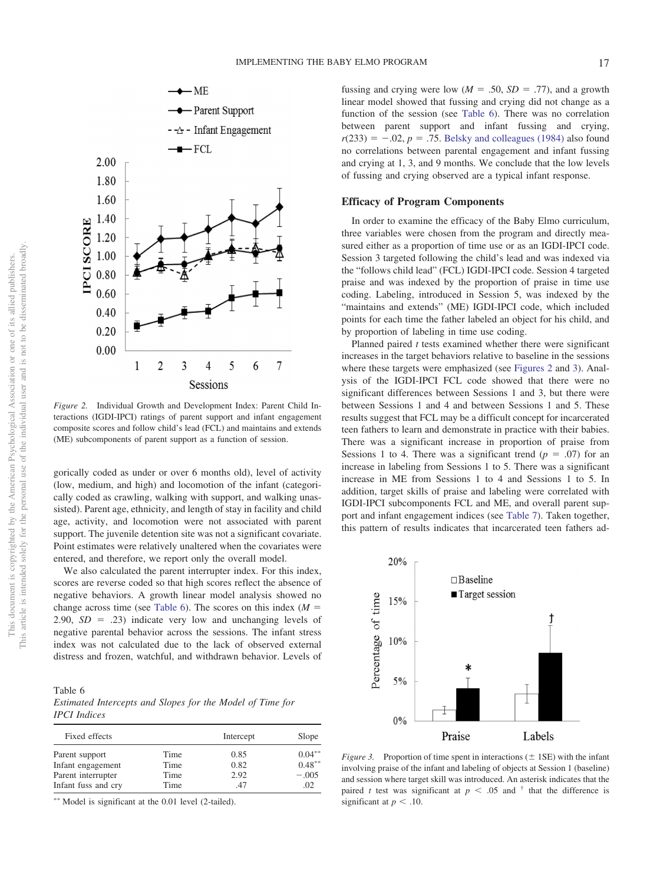*Figure 2.* Individual Growth and Development Index: Parent Child Interactions (IGDI-IPCI) ratings of parent support and infant engagement composite scores and follow child's lead (FCL) and maintains and extends (ME) subcomponents of parent support as a function of session.

gorically coded as under or over 6 months old), level of activity (low, medium, and high) and locomotion of the infant (categorically coded as crawling, walking with support, and walking unassisted). Parent age, ethnicity, and length of stay in facility and child age, activity, and locomotion were not associated with parent support. The juvenile detention site was not a significant covariate. Point estimates were relatively unaltered when the covariates were entered, and therefore, we report only the overall model.

We also calculated the parent interrupter index. For this index, scores are reverse coded so that high scores reflect the absence of negative behaviors. A growth linear model analysis showed no change across time (see Table 6). The scores on this index ($M$ = 2.90, $SD$ = .23) indicate very low and unchanging levels of negative parental behavior across the sessions. The infant stress index was not calculated due to the lack of observed external distress and frozen, watchful, and withdrawn behavior. Levels of fussing and crying were low ($M$ = .50, $SD$ = .77), and a growth linear model showed that fussing and crying did not change as a function of the session (see Table 6). There was no correlation between parent support and infant fussing and crying, $r(233) = -.02$, $p$ = .75. Belsky and colleagues (1984) also found no correlations between parental engagement and infant fussing and crying at 1, 3, and 9 months. We conclude that the low levels of fussing and crying observed are a typical infant response.

Table 6
*Estimated Intercepts and Slopes for the Model of Time for IPCI Indices*

| Fixed effects | | Intercept | Slope |
|---|---|---|---|
| Parent support | Time | 0.85 | 0.04** |
| Infant engagement | Time | 0.82 | 0.48** |
| Parent interrupter | Time | 2.92 | −.005 |
| Infant fuss and cry | Time | .47 | .02 |

** Model is significant at the 0.01 level (2-tailed).

### Efficacy of Program Components

In order to examine the efficacy of the Baby Elmo curriculum, three variables were chosen from the program and directly measured either as a proportion of time use or as an IGDI-IPCI code. Session 3 targeted following the child's lead and was indexed via the "follows child lead" (FCL) IGDI-IPCI code. Session 4 targeted praise and was indexed by the proportion of praise in time use coding. Labeling, introduced in Session 5, was indexed by the "maintains and extends" (ME) IGDI-IPCI code, which included points for each time the father labeled an object for his child, and by proportion of labeling in time use coding.

Planned paired $t$ tests examined whether there were significant increases in the target behaviors relative to baseline in the sessions where these targets were emphasized (see Figures 2 and 3). Analysis of the IGDI-IPCI FCL code showed that there were no significant differences between Sessions 1 and 3, but there were between Sessions 1 and 4 and between Sessions 1 and 5. These results suggest that FCL may be a difficult concept for incarcerated teen fathers to learn and demonstrate in practice with their babies. There was a significant increase in proportion of praise from Sessions 1 to 4. There was a significant trend ($p$ = .07) for an increase in labeling from Sessions 1 to 5. There was a significant increase in ME from Sessions 1 to 4 and Sessions 1 to 5. In addition, target skills of praise and labeling were correlated with IGDI-IPCI subcomponents FCL and ME, and overall parent support and infant engagement indices (see Table 7). Taken together, this pattern of results indicates that incarcerated teen fathers ad-

*Figure 3.* Proportion of time spent in interactions (± 1SE) with the infant involving praise of the infant and labeling of objects at Session 1 (baseline) and session where target skill was introduced. An asterisk indicates that the paired $t$ test was significant at $p$ < .05 and † that the difference is significant at $p$ < .10.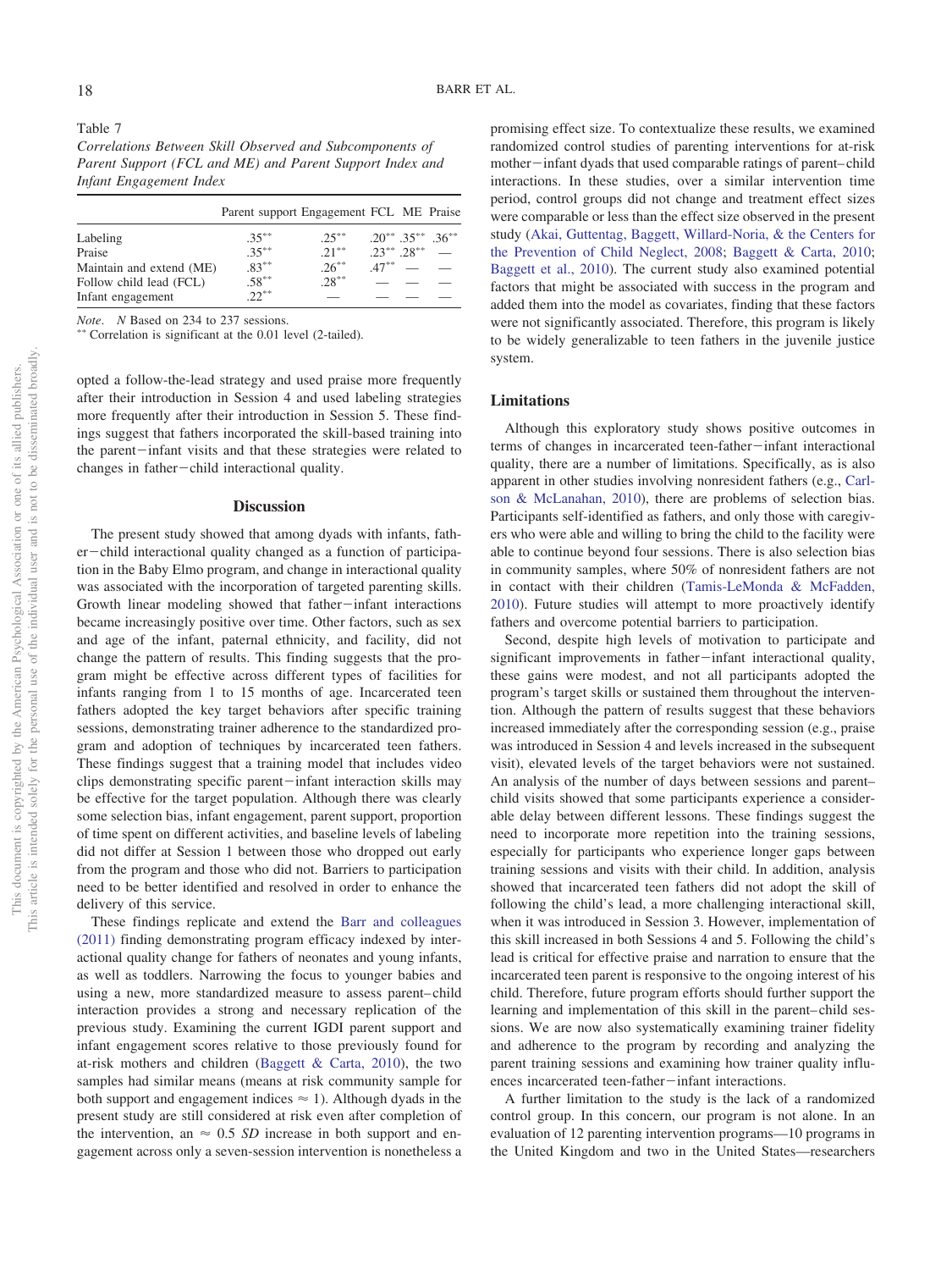Table 7
*Correlations Between Skill Observed and Subcomponents of Parent Support (FCL and ME) and Parent Support Index and Infant Engagement Index*

| | Parent support | Engagement | FCL | ME | Praise |
|---|---|---|---|---|---|
| Labeling | .35** | .25** | .20** | .35** | .36** |
| Praise | .35** | .21** | .23** | .28** | — |
| Maintain and extend (ME) | .83** | .26** | .47** | — | — |
| Follow child lead (FCL) | .58** | .28** | — | — | — |
| Infant engagement | .22** | — | — | — | — |

*Note*. *N* Based on 234 to 237 sessions.
** Correlation is significant at the 0.01 level (2-tailed).

opted a follow-the-lead strategy and used praise more frequently after their introduction in Session 4 and used labeling strategies more frequently after their introduction in Session 5. These findings suggest that fathers incorporated the skill-based training into the parent−infant visits and that these strategies were related to changes in father−child interactional quality.

## Discussion

The present study showed that among dyads with infants, father−child interactional quality changed as a function of participation in the Baby Elmo program, and change in interactional quality was associated with the incorporation of targeted parenting skills. Growth linear modeling showed that father−infant interactions became increasingly positive over time. Other factors, such as sex and age of the infant, paternal ethnicity, and facility, did not change the pattern of results. This finding suggests that the program might be effective across different types of facilities for infants ranging from 1 to 15 months of age. Incarcerated teen fathers adopted the key target behaviors after specific training sessions, demonstrating trainer adherence to the standardized program and adoption of techniques by incarcerated teen fathers. These findings suggest that a training model that includes video clips demonstrating specific parent−infant interaction skills may be effective for the target population. Although there was clearly some selection bias, infant engagement, parent support, proportion of time spent on different activities, and baseline levels of labeling did not differ at Session 1 between those who dropped out early from the program and those who did not. Barriers to participation need to be better identified and resolved in order to enhance the delivery of this service.

These findings replicate and extend the Barr and colleagues (2011) finding demonstrating program efficacy indexed by interactional quality change for fathers of neonates and young infants, as well as toddlers. Narrowing the focus to younger babies and using a new, more standardized measure to assess parent–child interaction provides a strong and necessary replication of the previous study. Examining the current IGDI parent support and infant engagement scores relative to those previously found for at-risk mothers and children (Baggett & Carta, 2010), the two samples had similar means (means at risk community sample for both support and engagement indices $\approx 1$). Although dyads in the present study are still considered at risk even after completion of the intervention, an $\approx 0.5$ *SD* increase in both support and engagement across only a seven-session intervention is nonetheless a promising effect size. To contextualize these results, we examined randomized control studies of parenting interventions for at-risk mother−infant dyads that used comparable ratings of parent–child interactions. In these studies, over a similar intervention time period, control groups did not change and treatment effect sizes were comparable or less than the effect size observed in the present study (Akai, Guttentag, Baggett, Willard-Noria, & the Centers for the Prevention of Child Neglect, 2008; Baggett & Carta, 2010; Baggett et al., 2010). The current study also examined potential factors that might be associated with success in the program and added them into the model as covariates, finding that these factors were not significantly associated. Therefore, this program is likely to be widely generalizable to teen fathers in the juvenile justice system.

## Limitations

Although this exploratory study shows positive outcomes in terms of changes in incarcerated teen-father−infant interactional quality, there are a number of limitations. Specifically, as is also apparent in other studies involving nonresident fathers (e.g., Carlson & McLanahan, 2010), there are problems of selection bias. Participants self-identified as fathers, and only those with caregivers who were able and willing to bring the child to the facility were able to continue beyond four sessions. There is also selection bias in community samples, where 50% of nonresident fathers are not in contact with their children (Tamis-LeMonda & McFadden, 2010). Future studies will attempt to more proactively identify fathers and overcome potential barriers to participation.

Second, despite high levels of motivation to participate and significant improvements in father−infant interactional quality, these gains were modest, and not all participants adopted the program's target skills or sustained them throughout the intervention. Although the pattern of results suggest that these behaviors increased immediately after the corresponding session (e.g., praise was introduced in Session 4 and levels increased in the subsequent visit), elevated levels of the target behaviors were not sustained. An analysis of the number of days between sessions and parent–child visits showed that some participants experience a considerable delay between different lessons. These findings suggest the need to incorporate more repetition into the training sessions, especially for participants who experience longer gaps between training sessions and visits with their child. In addition, analysis showed that incarcerated teen fathers did not adopt the skill of following the child's lead, a more challenging interactional skill, when it was introduced in Session 3. However, implementation of this skill increased in both Sessions 4 and 5. Following the child's lead is critical for effective praise and narration to ensure that the incarcerated teen parent is responsive to the ongoing interest of his child. Therefore, future program efforts should further support the learning and implementation of this skill in the parent–child sessions. We are now also systematically examining trainer fidelity and adherence to the program by recording and analyzing the parent training sessions and examining how trainer quality influences incarcerated teen-father−infant interactions.

A further limitation to the study is the lack of a randomized control group. In this concern, our program is not alone. In an evaluation of 12 parenting intervention programs—10 programs in the United Kingdom and two in the United States—researchers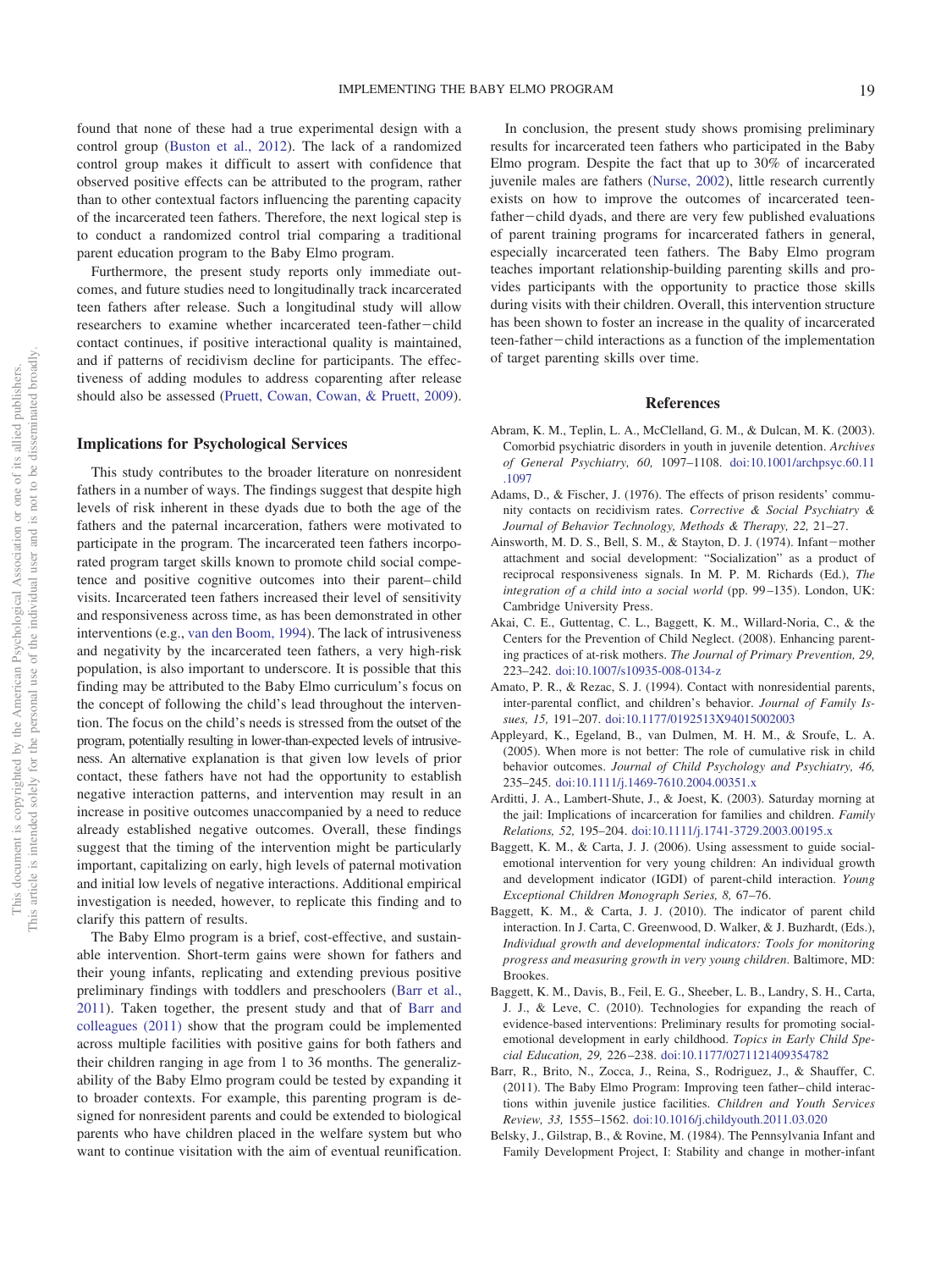found that none of these had a true experimental design with a control group (Buston et al., 2012). The lack of a randomized control group makes it difficult to assert with confidence that observed positive effects can be attributed to the program, rather than to other contextual factors influencing the parenting capacity of the incarcerated teen fathers. Therefore, the next logical step is to conduct a randomized control trial comparing a traditional parent education program to the Baby Elmo program.

Furthermore, the present study reports only immediate outcomes, and future studies need to longitudinally track incarcerated teen fathers after release. Such a longitudinal study will allow researchers to examine whether incarcerated teen-father−child contact continues, if positive interactional quality is maintained, and if patterns of recidivism decline for participants. The effectiveness of adding modules to address coparenting after release should also be assessed (Pruett, Cowan, Cowan, & Pruett, 2009).

## Implications for Psychological Services

This study contributes to the broader literature on nonresident fathers in a number of ways. The findings suggest that despite high levels of risk inherent in these dyads due to both the age of the fathers and the paternal incarceration, fathers were motivated to participate in the program. The incarcerated teen fathers incorporated program target skills known to promote child social competence and positive cognitive outcomes into their parent–child visits. Incarcerated teen fathers increased their level of sensitivity and responsiveness across time, as has been demonstrated in other interventions (e.g., van den Boom, 1994). The lack of intrusiveness and negativity by the incarcerated teen fathers, a very high-risk population, is also important to underscore. It is possible that this finding may be attributed to the Baby Elmo curriculum's focus on the concept of following the child's lead throughout the intervention. The focus on the child's needs is stressed from the outset of the program, potentially resulting in lower-than-expected levels of intrusiveness. An alternative explanation is that given low levels of prior contact, these fathers have not had the opportunity to establish negative interaction patterns, and intervention may result in an increase in positive outcomes unaccompanied by a need to reduce already established negative outcomes. Overall, these findings suggest that the timing of the intervention might be particularly important, capitalizing on early, high levels of paternal motivation and initial low levels of negative interactions. Additional empirical investigation is needed, however, to replicate this finding and to clarify this pattern of results.

The Baby Elmo program is a brief, cost-effective, and sustainable intervention. Short-term gains were shown for fathers and their young infants, replicating and extending previous positive preliminary findings with toddlers and preschoolers (Barr et al., 2011). Taken together, the present study and that of Barr and colleagues (2011) show that the program could be implemented across multiple facilities with positive gains for both fathers and their children ranging in age from 1 to 36 months. The generalizability of the Baby Elmo program could be tested by expanding it to broader contexts. For example, this parenting program is designed for nonresident parents and could be extended to biological parents who have children placed in the welfare system but who want to continue visitation with the aim of eventual reunification.

In conclusion, the present study shows promising preliminary results for incarcerated teen fathers who participated in the Baby Elmo program. Despite the fact that up to 30% of incarcerated juvenile males are fathers (Nurse, 2002), little research currently exists on how to improve the outcomes of incarcerated teen-father−child dyads, and there are very few published evaluations of parent training programs for incarcerated fathers in general, especially incarcerated teen fathers. The Baby Elmo program teaches important relationship-building parenting skills and provides participants with the opportunity to practice those skills during visits with their children. Overall, this intervention structure has been shown to foster an increase in the quality of incarcerated teen-father−child interactions as a function of the implementation of target parenting skills over time.

## References

Abram, K. M., Teplin, L. A., McClelland, G. M., & Dulcan, M. K. (2003). Comorbid psychiatric disorders in youth in juvenile detention. *Archives of General Psychiatry, 60,* 1097–1108. doi:10.1001/archpsyc.60.11.1097

Adams, D., & Fischer, J. (1976). The effects of prison residents' community contacts on recidivism rates. *Corrective & Social Psychiatry & Journal of Behavior Technology, Methods & Therapy, 22,* 21–27.

Ainsworth, M. D. S., Bell, S. M., & Stayton, D. J. (1974). Infant−mother attachment and social development: "Socialization" as a product of reciprocal responsiveness signals. In M. P. M. Richards (Ed.), *The integration of a child into a social world* (pp. 99–135). London, UK: Cambridge University Press.

Akai, C. E., Guttentag, C. L., Baggett, K. M., Willard-Noria, C., & the Centers for the Prevention of Child Neglect. (2008). Enhancing parenting practices of at-risk mothers. *The Journal of Primary Prevention, 29,* 223–242. doi:10.1007/s10935-008-0134-z

Amato, P. R., & Rezac, S. J. (1994). Contact with nonresidential parents, inter-parental conflict, and children's behavior. *Journal of Family Issues, 15,* 191–207. doi:10.1177/0192513X94015002003

Appleyard, K., Egeland, B., van Dulmen, M. H. M., & Sroufe, L. A. (2005). When more is not better: The role of cumulative risk in child behavior outcomes. *Journal of Child Psychology and Psychiatry, 46,* 235–245. doi:10.1111/j.1469-7610.2004.00351.x

Arditti, J. A., Lambert-Shute, J., & Joest, K. (2003). Saturday morning at the jail: Implications of incarceration for families and children. *Family Relations, 52,* 195–204. doi:10.1111/j.1741-3729.2003.00195.x

Baggett, K. M., & Carta, J. J. (2006). Using assessment to guide social-emotional intervention for very young children: An individual growth and development indicator (IGDI) of parent-child interaction. *Young Exceptional Children Monograph Series, 8,* 67–76.

Baggett, K. M., & Carta, J. J. (2010). The indicator of parent child interaction. In J. Carta, C. Greenwood, D. Walker, & J. Buzhardt, (Eds.), *Individual growth and developmental indicators: Tools for monitoring progress and measuring growth in very young children*. Baltimore, MD: Brookes.

Baggett, K. M., Davis, B., Feil, E. G., Sheeber, L. B., Landry, S. H., Carta, J. J., & Leve, C. (2010). Technologies for expanding the reach of evidence-based interventions: Preliminary results for promoting social-emotional development in early childhood. *Topics in Early Child Special Education, 29,* 226–238. doi:10.1177/0271121409354782

Barr, R., Brito, N., Zocca, J., Reina, S., Rodriguez, J., & Shauffer, C. (2011). The Baby Elmo Program: Improving teen father–child interactions within juvenile justice facilities. *Children and Youth Services Review, 33,* 1555–1562. doi:10.1016/j.childyouth.2011.03.020

Belsky, J., Gilstrap, B., & Rovine, M. (1984). The Pennsylvania Infant and Family Development Project, I: Stability and change in mother-infant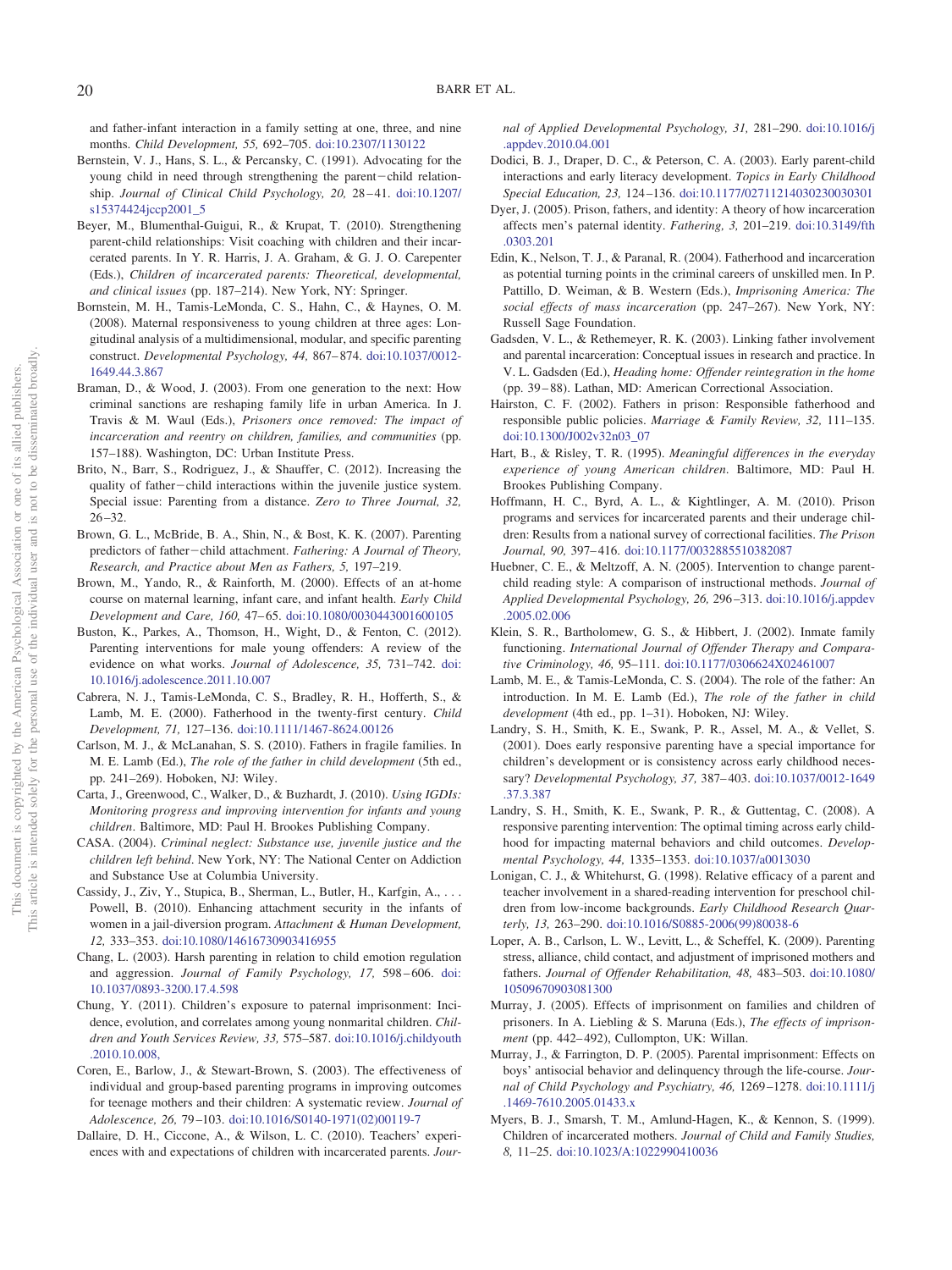and father-infant interaction in a family setting at one, three, and nine months. *Child Development, 55,* 692–705. doi:10.2307/1130122

Bernstein, V. J., Hans, S. L., & Percansky, C. (1991). Advocating for the young child in need through strengthening the parent−child relationship. *Journal of Clinical Child Psychology, 20,* 28–41. doi:10.1207/s15374424jccp2001_5

Beyer, M., Blumenthal-Guigui, R., & Krupat, T. (2010). Strengthening parent-child relationships: Visit coaching with children and their incarcerated parents. In Y. R. Harris, J. A. Graham, & G. J. O. Carepenter (Eds.), *Children of incarcerated parents: Theoretical, developmental, and clinical issues* (pp. 187–214). New York, NY: Springer.

Bornstein, M. H., Tamis-LeMonda, C. S., Hahn, C., & Haynes, O. M. (2008). Maternal responsiveness to young children at three ages: Longitudinal analysis of a multidimensional, modular, and specific parenting construct. *Developmental Psychology, 44,* 867–874. doi:10.1037/0012-1649.44.3.867

Braman, D., & Wood, J. (2003). From one generation to the next: How criminal sanctions are reshaping family life in urban America. In J. Travis & M. Waul (Eds.), *Prisoners once removed: The impact of incarceration and reentry on children, families, and communities* (pp. 157–188). Washington, DC: Urban Institute Press.

Brito, N., Barr, S., Rodriguez, J., & Shauffer, C. (2012). Increasing the quality of father−child interactions within the juvenile justice system. Special issue: Parenting from a distance. *Zero to Three Journal, 32,* 26–32.

Brown, G. L., McBride, B. A., Shin, N., & Bost, K. K. (2007). Parenting predictors of father−child attachment. *Fathering: A Journal of Theory, Research, and Practice about Men as Fathers, 5,* 197–219.

Brown, M., Yando, R., & Rainforth, M. (2000). Effects of an at-home course on maternal learning, infant care, and infant health. *Early Child Development and Care, 160,* 47–65. doi:10.1080/0030443001600105

Buston, K., Parkes, A., Thomson, H., Wight, D., & Fenton, C. (2012). Parenting interventions for male young offenders: A review of the evidence on what works. *Journal of Adolescence, 35,* 731–742. doi:10.1016/j.adolescence.2011.10.007

Cabrera, N. J., Tamis-LeMonda, C. S., Bradley, R. H., Hofferth, S., & Lamb, M. E. (2000). Fatherhood in the twenty-first century. *Child Development, 71,* 127–136. doi:10.1111/1467-8624.00126

Carlson, M. J., & McLanahan, S. S. (2010). Fathers in fragile families. In M. E. Lamb (Ed.), *The role of the father in child development* (5th ed., pp. 241–269). Hoboken, NJ: Wiley.

Carta, J., Greenwood, C., Walker, D., & Buzhardt, J. (2010). *Using IGDIs: Monitoring progress and improving intervention for infants and young children*. Baltimore, MD: Paul H. Brookes Publishing Company.

CASA. (2004). *Criminal neglect: Substance use, juvenile justice and the children left behind*. New York, NY: The National Center on Addiction and Substance Use at Columbia University.

Cassidy, J., Ziv, Y., Stupica, B., Sherman, L., Butler, H., Karfgin, A., . . . Powell, B. (2010). Enhancing attachment security in the infants of women in a jail-diversion program. *Attachment & Human Development, 12,* 333–353. doi:10.1080/14616730903416955

Chang, L. (2003). Harsh parenting in relation to child emotion regulation and aggression. *Journal of Family Psychology, 17,* 598–606. doi:10.1037/0893-3200.17.4.598

Chung, Y. (2011). Children's exposure to paternal imprisonment: Incidence, evolution, and correlates among young nonmarital children. *Children and Youth Services Review, 33,* 575–587. doi:10.1016/j.childyouth.2010.10.008,

Coren, E., Barlow, J., & Stewart-Brown, S. (2003). The effectiveness of individual and group-based parenting programs in improving outcomes for teenage mothers and their children: A systematic review. *Journal of Adolescence, 26,* 79–103. doi:10.1016/S0140-1971(02)00119-7

Dallaire, D. H., Ciccone, A., & Wilson, L. C. (2010). Teachers' experiences with and expectations of children with incarcerated parents. *Journal of Applied Developmental Psychology, 31,* 281–290. doi:10.1016/j.appdev.2010.04.001

Dodici, B. J., Draper, D. C., & Peterson, C. A. (2003). Early parent-child interactions and early literacy development. *Topics in Early Childhood Special Education, 23,* 124–136. doi:10.1177/02711214030230030301

Dyer, J. (2005). Prison, fathers, and identity: A theory of how incarceration affects men's paternal identity. *Fathering, 3,* 201–219. doi:10.3149/fth.0303.201

Edin, K., Nelson, T. J., & Paranal, R. (2004). Fatherhood and incarceration as potential turning points in the criminal careers of unskilled men. In P. Pattillo, D. Weiman, & B. Western (Eds.), *Imprisoning America: The social effects of mass incarceration* (pp. 247–267). New York, NY: Russell Sage Foundation.

Gadsden, V. L., & Rethemeyer, R. K. (2003). Linking father involvement and parental incarceration: Conceptual issues in research and practice. In V. L. Gadsden (Ed.), *Heading home: Offender reintegration in the home* (pp. 39–88). Lathan, MD: American Correctional Association.

Hairston, C. F. (2002). Fathers in prison: Responsible fatherhood and responsible public policies. *Marriage & Family Review, 32,* 111–135. doi:10.1300/J002v32n03_07

Hart, B., & Risley, T. R. (1995). *Meaningful differences in the everyday experience of young American children*. Baltimore, MD: Paul H. Brookes Publishing Company.

Hoffmann, H. C., Byrd, A. L., & Kightlinger, A. M. (2010). Prison programs and services for incarcerated parents and their underage children: Results from a national survey of correctional facilities. *The Prison Journal, 90,* 397–416. doi:10.1177/0032885510382087

Huebner, C. E., & Meltzoff, A. N. (2005). Intervention to change parent-child reading style: A comparison of instructional methods. *Journal of Applied Developmental Psychology, 26,* 296–313. doi:10.1016/j.appdev.2005.02.006

Klein, S. R., Bartholomew, G. S., & Hibbert, J. (2002). Inmate family functioning. *International Journal of Offender Therapy and Comparative Criminology, 46,* 95–111. doi:10.1177/0306624X02461007

Lamb, M. E., & Tamis-LeMonda, C. S. (2004). The role of the father: An introduction. In M. E. Lamb (Ed.), *The role of the father in child development* (4th ed., pp. 1–31). Hoboken, NJ: Wiley.

Landry, S. H., Smith, K. E., Swank, P. R., Assel, M. A., & Vellet, S. (2001). Does early responsive parenting have a special importance for children's development or is consistency across early childhood necessary? *Developmental Psychology, 37,* 387–403. doi:10.1037/0012-1649.37.3.387

Landry, S. H., Smith, K. E., Swank, P. R., & Guttentag, C. (2008). A responsive parenting intervention: The optimal timing across early childhood for impacting maternal behaviors and child outcomes. *Developmental Psychology, 44,* 1335–1353. doi:10.1037/a0013030

Lonigan, C. J., & Whitehurst, G. (1998). Relative efficacy of a parent and teacher involvement in a shared-reading intervention for preschool children from low-income backgrounds. *Early Childhood Research Quarterly, 13,* 263–290. doi:10.1016/S0885-2006(99)80038-6

Loper, A. B., Carlson, L. W., Levitt, L., & Scheffel, K. (2009). Parenting stress, alliance, child contact, and adjustment of imprisoned mothers and fathers. *Journal of Offender Rehabilitation, 48,* 483–503. doi:10.1080/10509670903081300

Murray, J. (2005). Effects of imprisonment on families and children of prisoners. In A. Liebling & S. Maruna (Eds.), *The effects of imprisonment* (pp. 442–492), Cullompton, UK: Willan.

Murray, J., & Farrington, D. P. (2005). Parental imprisonment: Effects on boys' antisocial behavior and delinquency through the life-course. *Journal of Child Psychology and Psychiatry, 46,* 1269–1278. doi:10.1111/j.1469-7610.2005.01433.x

Myers, B. J., Smarsh, T. M., Amlund-Hagen, K., & Kennon, S. (1999). Children of incarcerated mothers. *Journal of Child and Family Studies, 8,* 11–25. doi:10.1023/A:1022990410036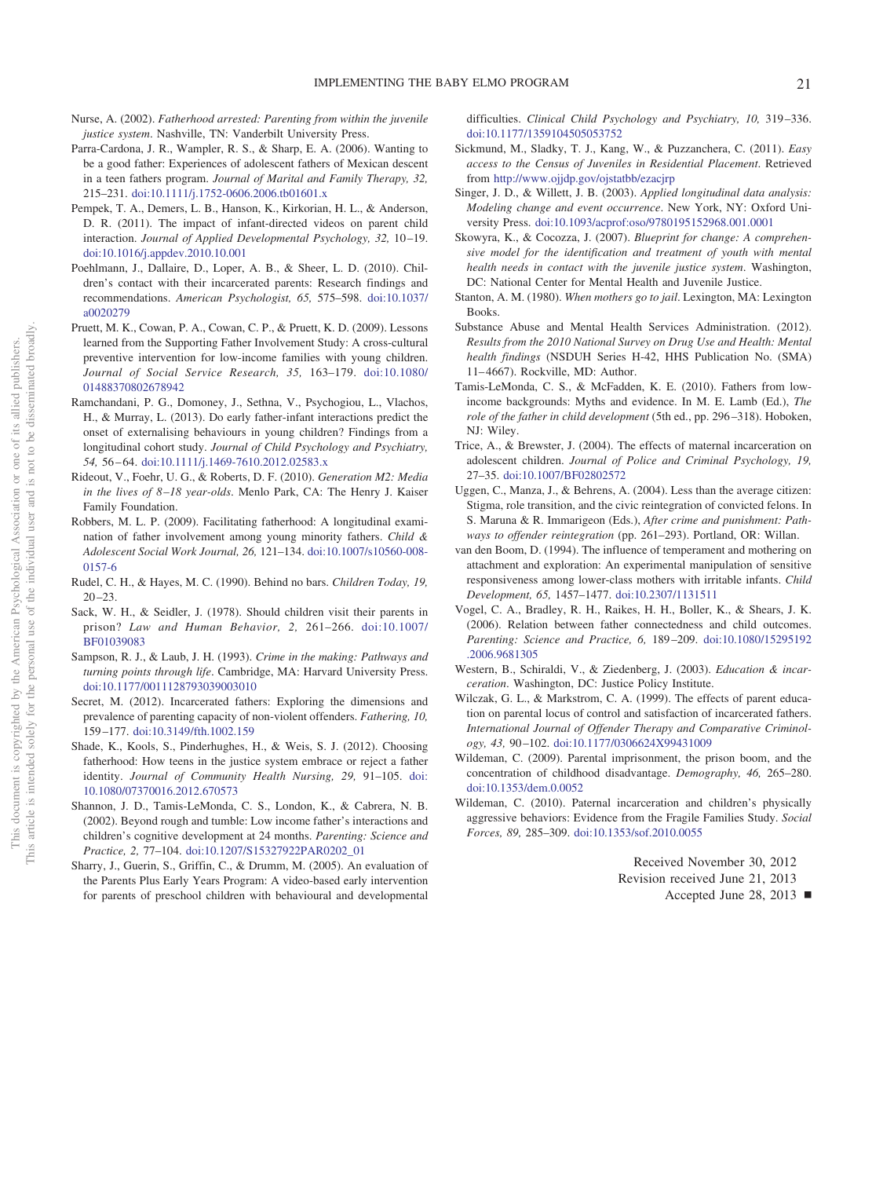Nurse, A. (2002). *Fatherhood arrested: Parenting from within the juvenile justice system*. Nashville, TN: Vanderbilt University Press.

Parra-Cardona, J. R., Wampler, R. S., & Sharp, E. A. (2006). Wanting to be a good father: Experiences of adolescent fathers of Mexican descent in a teen fathers program. *Journal of Marital and Family Therapy, 32,* 215–231. doi:10.1111/j.1752-0606.2006.tb01601.x

Pempek, T. A., Demers, L. B., Hanson, K., Kirkorian, H. L., & Anderson, D. R. (2011). The impact of infant-directed videos on parent child interaction. *Journal of Applied Developmental Psychology, 32,* 10–19. doi:10.1016/j.appdev.2010.10.001

Poehlmann, J., Dallaire, D., Loper, A. B., & Sheer, L. D. (2010). Children's contact with their incarcerated parents: Research findings and recommendations. *American Psychologist, 65,* 575–598. doi:10.1037/a0020279

Pruett, M. K., Cowan, P. A., Cowan, C. P., & Pruett, K. D. (2009). Lessons learned from the Supporting Father Involvement Study: A cross-cultural preventive intervention for low-income families with young children. *Journal of Social Service Research, 35,* 163–179. doi:10.1080/01488370802678942

Ramchandani, P. G., Domoney, J., Sethna, V., Psychogiou, L., Vlachos, H., & Murray, L. (2013). Do early father-infant interactions predict the onset of externalising behaviours in young children? Findings from a longitudinal cohort study. *Journal of Child Psychology and Psychiatry, 54,* 56–64. doi:10.1111/j.1469-7610.2012.02583.x

Rideout, V., Foehr, U. G., & Roberts, D. F. (2010). *Generation M2: Media in the lives of 8–18 year-olds*. Menlo Park, CA: The Henry J. Kaiser Family Foundation.

Robbers, M. L. P. (2009). Facilitating fatherhood: A longitudinal examination of father involvement among young minority fathers. *Child & Adolescent Social Work Journal, 26,* 121–134. doi:10.1007/s10560-008-0157-6

Rudel, C. H., & Hayes, M. C. (1990). Behind no bars. *Children Today, 19,* 20–23.

Sack, W. H., & Seidler, J. (1978). Should children visit their parents in prison? *Law and Human Behavior, 2,* 261–266. doi:10.1007/BF01039083

Sampson, R. J., & Laub, J. H. (1993). *Crime in the making: Pathways and turning points through life*. Cambridge, MA: Harvard University Press. doi:10.1177/0011128793039003010

Secret, M. (2012). Incarcerated fathers: Exploring the dimensions and prevalence of parenting capacity of non-violent offenders. *Fathering, 10,* 159–177. doi:10.3149/fth.1002.159

Shade, K., Kools, S., Pinderhughes, H., & Weis, S. J. (2012). Choosing fatherhood: How teens in the justice system embrace or reject a father identity. *Journal of Community Health Nursing, 29,* 91–105. doi:10.1080/07370016.2012.670573

Shannon, J. D., Tamis-LeMonda, C. S., London, K., & Cabrera, N. B. (2002). Beyond rough and tumble: Low income father's interactions and children's cognitive development at 24 months. *Parenting: Science and Practice, 2,* 77–104. doi:10.1207/S15327922PAR0202_01

Sharry, J., Guerin, S., Griffin, C., & Drumm, M. (2005). An evaluation of the Parents Plus Early Years Program: A video-based early intervention for parents of preschool children with behavioural and developmental difficulties. *Clinical Child Psychology and Psychiatry, 10,* 319–336. doi:10.1177/1359104505053752

Sickmund, M., Sladky, T. J., Kang, W., & Puzzanchera, C. (2011). *Easy access to the Census of Juveniles in Residential Placement*. Retrieved from http://www.ojjdp.gov/ojstatbb/ezacjrp

Singer, J. D., & Willett, J. B. (2003). *Applied longitudinal data analysis: Modeling change and event occurrence*. New York, NY: Oxford University Press. doi:10.1093/acprof:oso/9780195152968.001.0001

Skowyra, K., & Cocozza, J. (2007). *Blueprint for change: A comprehensive model for the identification and treatment of youth with mental health needs in contact with the juvenile justice system*. Washington, DC: National Center for Mental Health and Juvenile Justice.

Stanton, A. M. (1980). *When mothers go to jail*. Lexington, MA: Lexington Books.

Substance Abuse and Mental Health Services Administration. (2012). *Results from the 2010 National Survey on Drug Use and Health: Mental health findings* (NSDUH Series H-42, HHS Publication No. (SMA) 11–4667). Rockville, MD: Author.

Tamis-LeMonda, C. S., & McFadden, K. E. (2010). Fathers from low-income backgrounds: Myths and evidence. In M. E. Lamb (Ed.), *The role of the father in child development* (5th ed., pp. 296–318). Hoboken, NJ: Wiley.

Trice, A., & Brewster, J. (2004). The effects of maternal incarceration on adolescent children. *Journal of Police and Criminal Psychology, 19,* 27–35. doi:10.1007/BF02802572

Uggen, C., Manza, J., & Behrens, A. (2004). Less than the average citizen: Stigma, role transition, and the civic reintegration of convicted felons. In S. Maruna & R. Immarigeon (Eds.), *After crime and punishment: Pathways to offender reintegration* (pp. 261–293). Portland, OR: Willan.

van den Boom, D. (1994). The influence of temperament and mothering on attachment and exploration: An experimental manipulation of sensitive responsiveness among lower-class mothers with irritable infants. *Child Development, 65,* 1457–1477. doi:10.2307/1131511

Vogel, C. A., Bradley, R. H., Raikes, H. H., Boller, K., & Shears, J. K. (2006). Relation between father connectedness and child outcomes. *Parenting: Science and Practice, 6,* 189–209. doi:10.1080/15295192.2006.9681305

Western, B., Schiraldi, V., & Ziedenberg, J. (2003). *Education & incarceration*. Washington, DC: Justice Policy Institute.

Wilczak, G. L., & Markstrom, C. A. (1999). The effects of parent education on parental locus of control and satisfaction of incarcerated fathers. *International Journal of Offender Therapy and Comparative Criminology, 43,* 90–102. doi:10.1177/0306624X99431009

Wildeman, C. (2009). Parental imprisonment, the prison boom, and the concentration of childhood disadvantage. *Demography, 46,* 265–280. doi:10.1353/dem.0.0052

Wildeman, C. (2010). Paternal incarceration and children's physically aggressive behaviors: Evidence from the Fragile Families Study. *Social Forces, 89,* 285–309. doi:10.1353/sof.2010.0055

Received November 30, 2012
Revision received June 21, 2013
Accepted June 28, 2013 ■